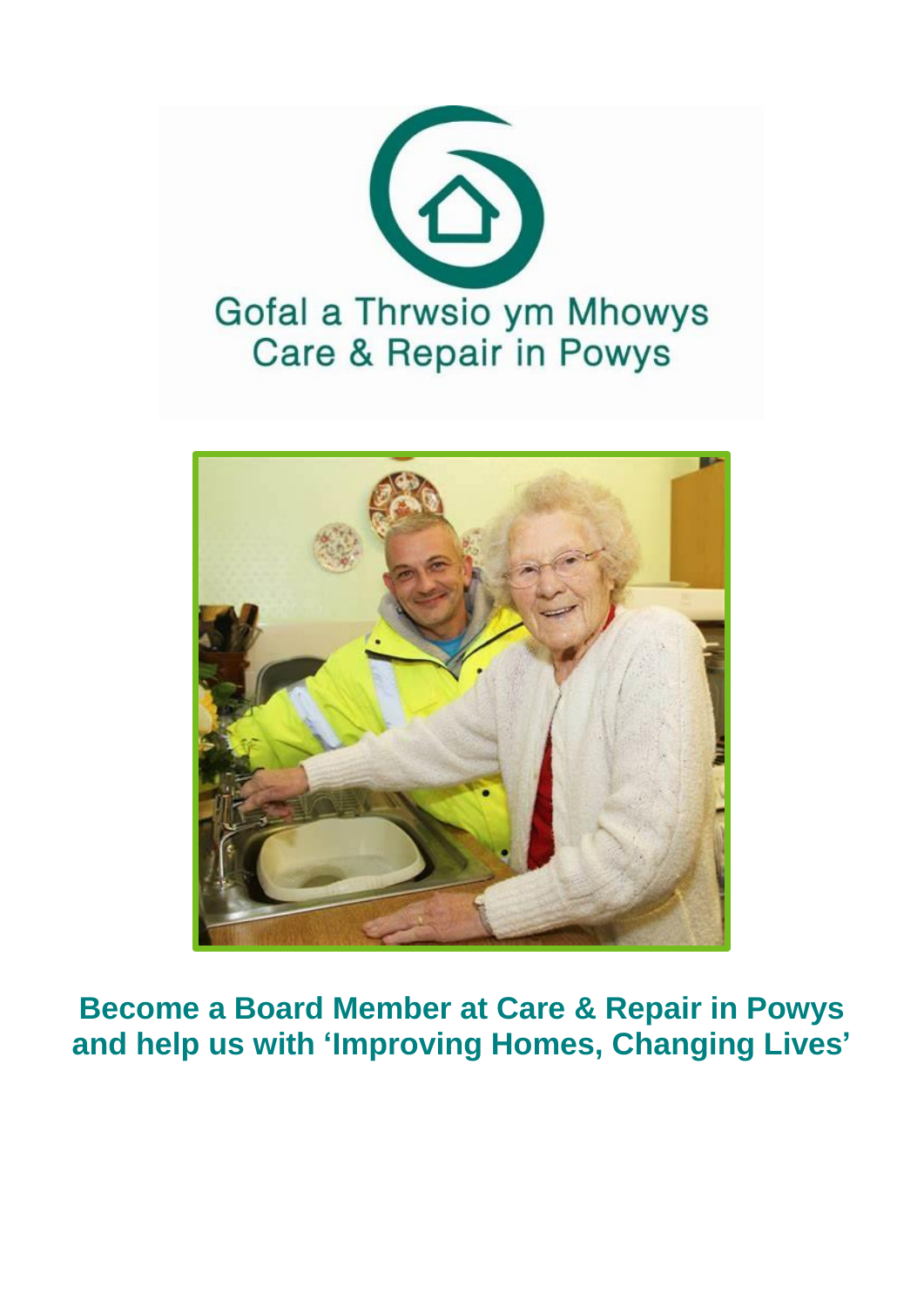Gofal a Thrwsio ym Mhowys
Care & Repair in Powys

# Become a Board Member at Care & Repair in Powys and help us with 'Improving Homes, Changing Lives'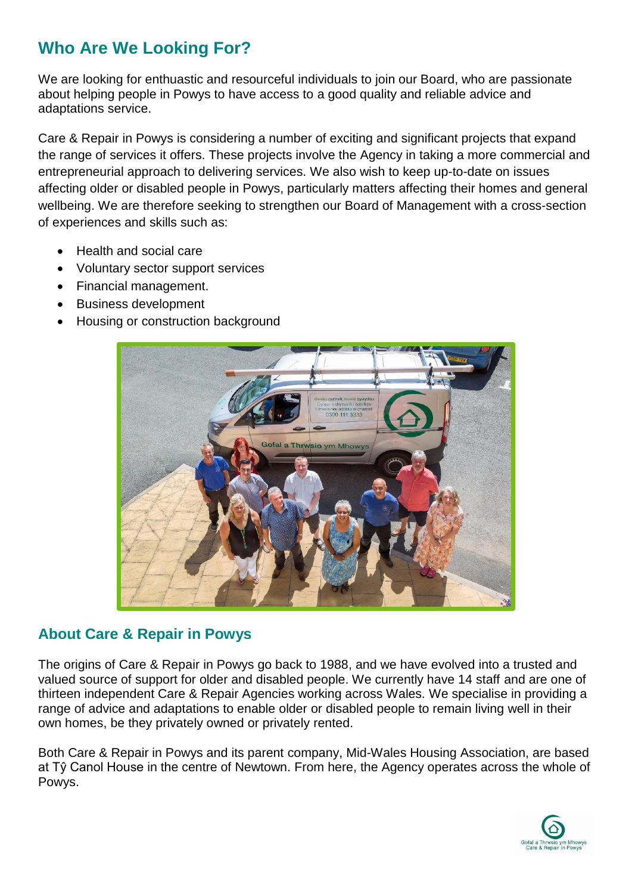## Who Are We Looking For?

We are looking for enthuastic and resourceful individuals to join our Board, who are passionate about helping people in Powys to have access to a good quality and reliable advice and adaptations service.

Care & Repair in Powys is considering a number of exciting and significant projects that expand the range of services it offers. These projects involve the Agency in taking a more commercial and entrepreneurial approach to delivering services. We also wish to keep up-to-date on issues affecting older or disabled people in Powys, particularly matters affecting their homes and general wellbeing. We are therefore seeking to strengthen our Board of Management with a cross-section of experiences and skills such as:

- Health and social care
- Voluntary sector support services
- Financial management.
- Business development
- Housing or construction background

## About Care & Repair in Powys

The origins of Care & Repair in Powys go back to 1988, and we have evolved into a trusted and valued source of support for older and disabled people. We currently have 14 staff and are one of thirteen independent Care & Repair Agencies working across Wales. We specialise in providing a range of advice and adaptations to enable older or disabled people to remain living well in their own homes, be they privately owned or privately rented.

Both Care & Repair in Powys and its parent company, Mid-Wales Housing Association, are based at Tŷ Canol House in the centre of Newtown. From here, the Agency operates across the whole of Powys.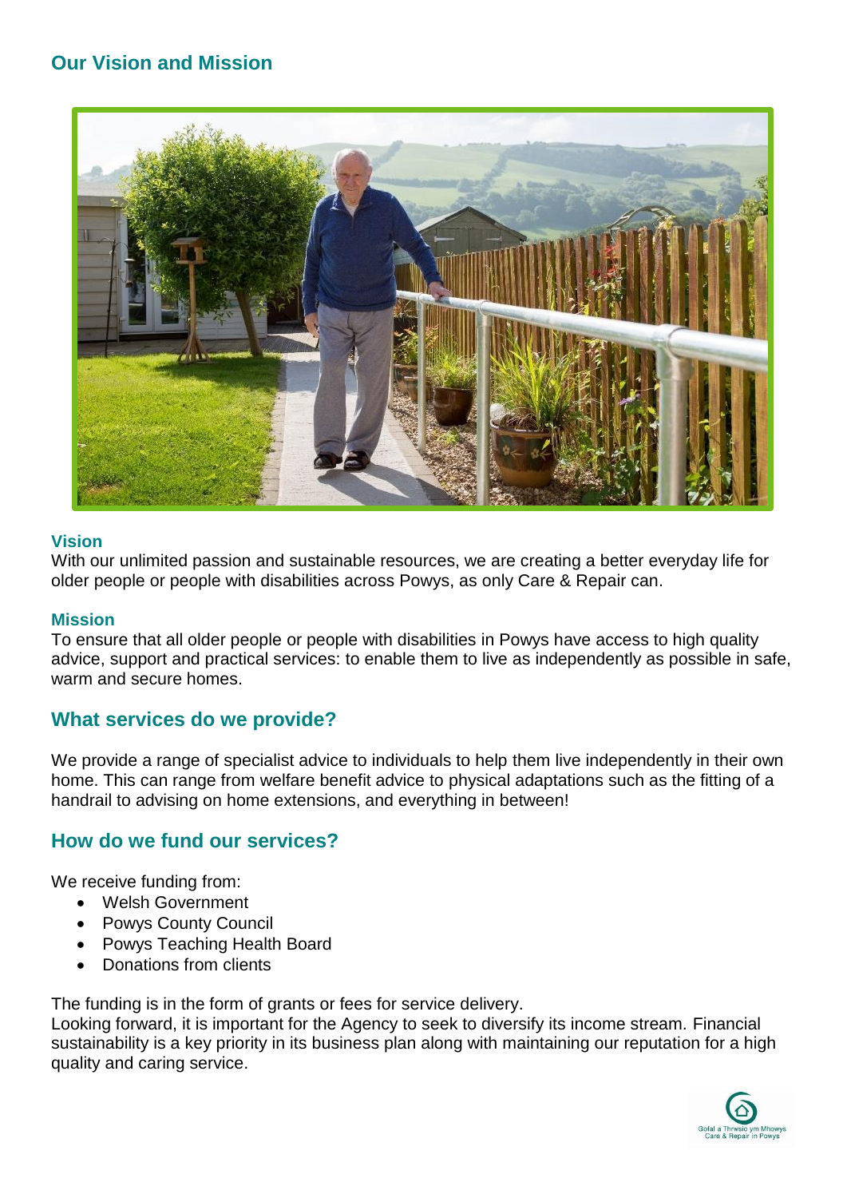## Our Vision and Mission

### Vision

With our unlimited passion and sustainable resources, we are creating a better everyday life for older people or people with disabilities across Powys, as only Care & Repair can.

### Mission

To ensure that all older people or people with disabilities in Powys have access to high quality advice, support and practical services: to enable them to live as independently as possible in safe, warm and secure homes.

## What services do we provide?

We provide a range of specialist advice to individuals to help them live independently in their own home. This can range from welfare benefit advice to physical adaptations such as the fitting of a handrail to advising on home extensions, and everything in between!

## How do we fund our services?

We receive funding from:

- Welsh Government
- Powys County Council
- Powys Teaching Health Board
- Donations from clients

The funding is in the form of grants or fees for service delivery.
Looking forward, it is important for the Agency to seek to diversify its income stream. Financial sustainability is a key priority in its business plan along with maintaining our reputation for a high quality and caring service.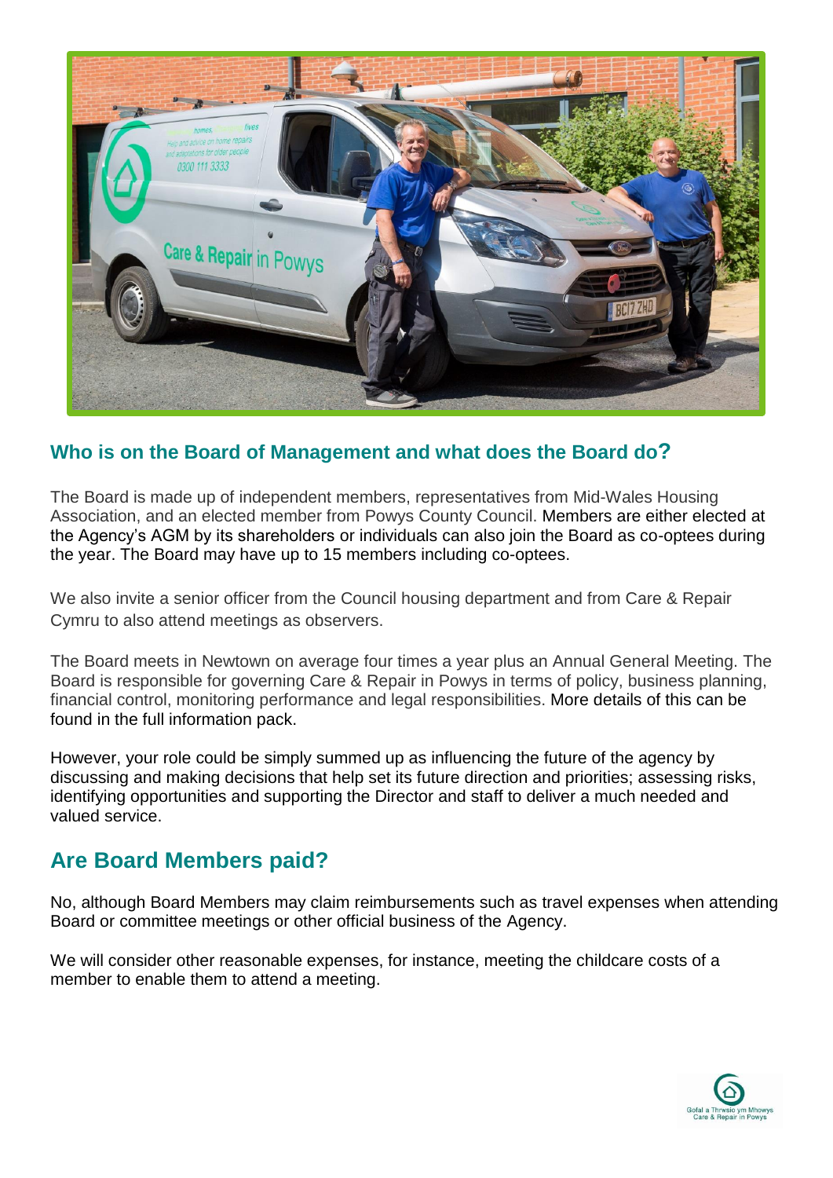## Who is on the Board of Management and what does the Board do?

The Board is made up of independent members, representatives from Mid-Wales Housing Association, and an elected member from Powys County Council. Members are either elected at the Agency's AGM by its shareholders or individuals can also join the Board as co-optees during the year. The Board may have up to 15 members including co-optees.

We also invite a senior officer from the Council housing department and from Care & Repair Cymru to also attend meetings as observers.

The Board meets in Newtown on average four times a year plus an Annual General Meeting. The Board is responsible for governing Care & Repair in Powys in terms of policy, business planning, financial control, monitoring performance and legal responsibilities. More details of this can be found in the full information pack.

However, your role could be simply summed up as influencing the future of the agency by discussing and making decisions that help set its future direction and priorities; assessing risks, identifying opportunities and supporting the Director and staff to deliver a much needed and valued service.

## Are Board Members paid?

No, although Board Members may claim reimbursements such as travel expenses when attending Board or committee meetings or other official business of the Agency.

We will consider other reasonable expenses, for instance, meeting the childcare costs of a member to enable them to attend a meeting.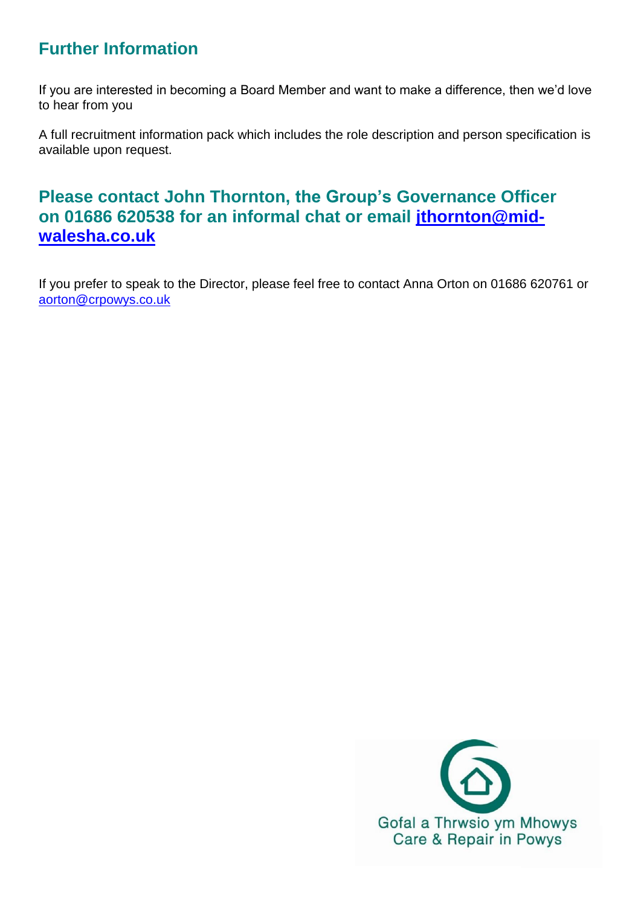## Further Information

If you are interested in becoming a Board Member and want to make a difference, then we'd love to hear from you

A full recruitment information pack which includes the role description and person specification is available upon request.

### Please contact John Thornton, the Group's Governance Officer on 01686 620538 for an informal chat or email jthornton@mid-walesha.co.uk

If you prefer to speak to the Director, please feel free to contact Anna Orton on 01686 620761 or aorton@crpowys.co.uk

Gofal a Thrwsio ym Mhowys
Care & Repair in Powys